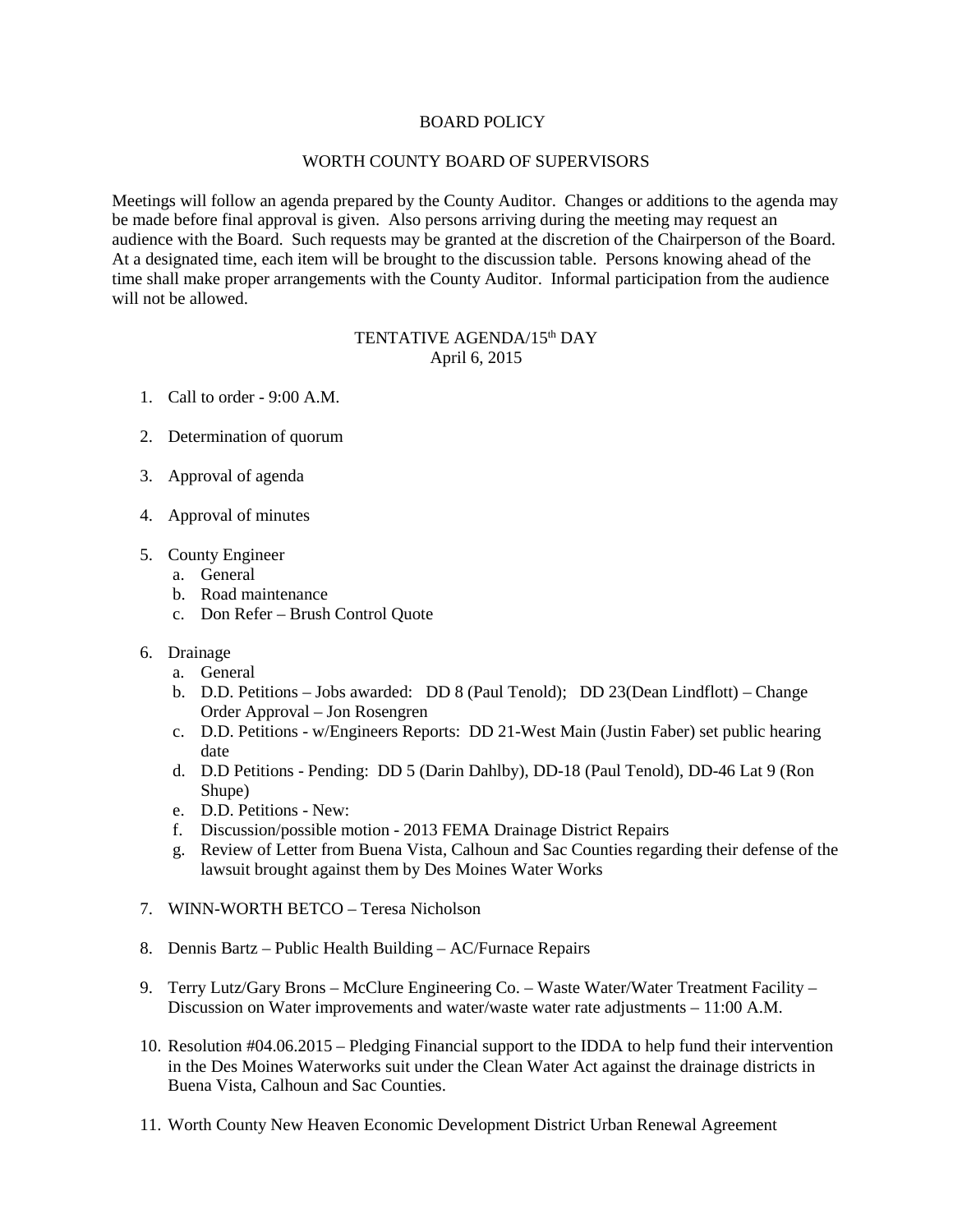# BOARD POLICY

## WORTH COUNTY BOARD OF SUPERVISORS

Meetings will follow an agenda prepared by the County Auditor. Changes or additions to the agenda may be made before final approval is given. Also persons arriving during the meeting may request an audience with the Board. Such requests may be granted at the discretion of the Chairperson of the Board. At a designated time, each item will be brought to the discussion table. Persons knowing ahead of the time shall make proper arrangements with the County Auditor. Informal participation from the audience will not be allowed.

## TENTATIVE AGENDA/15th DAY
April 6, 2015

1. Call to order - 9:00 A.M.

2. Determination of quorum

3. Approval of agenda

4. Approval of minutes

5. County Engineer
   a. General
   b. Road maintenance
   c. Don Refer – Brush Control Quote

6. Drainage
   a. General
   b. D.D. Petitions – Jobs awarded: DD 8 (Paul Tenold); DD 23(Dean Lindflott) – Change Order Approval – Jon Rosengren
   c. D.D. Petitions - w/Engineers Reports: DD 21-West Main (Justin Faber) set public hearing date
   d. D.D Petitions - Pending: DD 5 (Darin Dahlby), DD-18 (Paul Tenold), DD-46 Lat 9 (Ron Shupe)
   e. D.D. Petitions - New:
   f. Discussion/possible motion - 2013 FEMA Drainage District Repairs
   g. Review of Letter from Buena Vista, Calhoun and Sac Counties regarding their defense of the lawsuit brought against them by Des Moines Water Works

7. WINN-WORTH BETCO – Teresa Nicholson

8. Dennis Bartz – Public Health Building – AC/Furnace Repairs

9. Terry Lutz/Gary Brons – McClure Engineering Co. – Waste Water/Water Treatment Facility – Discussion on Water improvements and water/waste water rate adjustments – 11:00 A.M.

10. Resolution #04.06.2015 – Pledging Financial support to the IDDA to help fund their intervention in the Des Moines Waterworks suit under the Clean Water Act against the drainage districts in Buena Vista, Calhoun and Sac Counties.

11. Worth County New Heaven Economic Development District Urban Renewal Agreement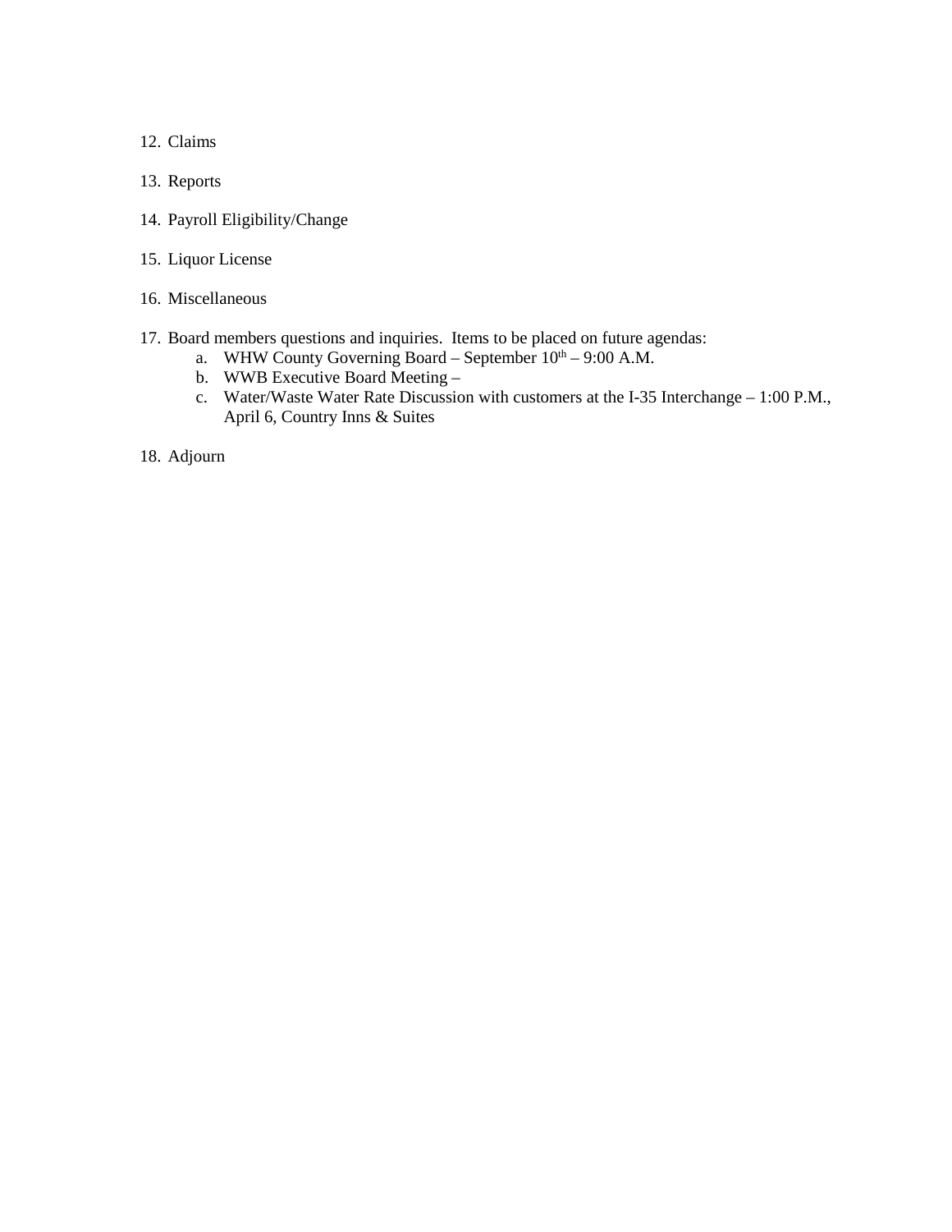12. Claims

13. Reports

14. Payroll Eligibility/Change

15. Liquor License

16. Miscellaneous

17. Board members questions and inquiries. Items to be placed on future agendas:
    a. WHW County Governing Board – September 10th – 9:00 A.M.
    b. WWB Executive Board Meeting –
    c. Water/Waste Water Rate Discussion with customers at the I-35 Interchange – 1:00 P.M., April 6, Country Inns & Suites

18. Adjourn